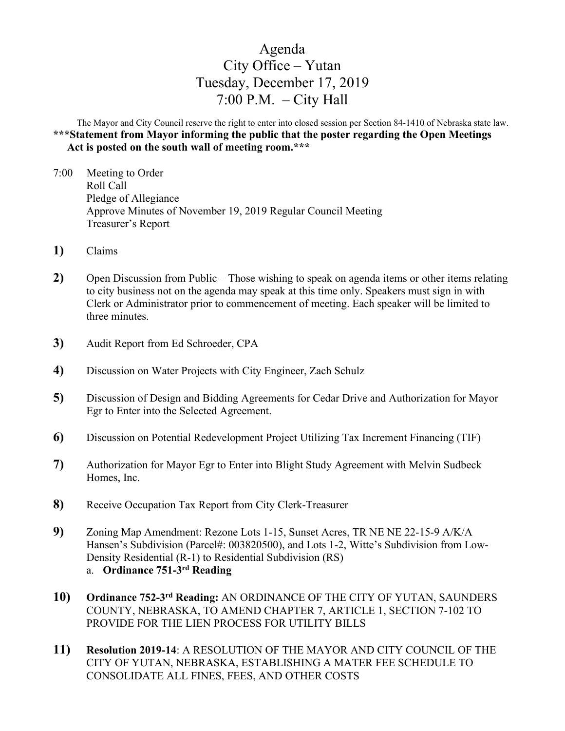# Agenda
## City Office – Yutan
## Tuesday, December 17, 2019
## 7:00 P.M. – City Hall

The Mayor and City Council reserve the right to enter into closed session per Section 84-1410 of Nebraska state law.

**\*\*\*Statement from Mayor informing the public that the poster regarding the Open Meetings Act is posted on the south wall of meeting room.\*\*\***

7:00 Meeting to Order
Roll Call
Pledge of Allegiance
Approve Minutes of November 19, 2019 Regular Council Meeting
Treasurer's Report

**1)** Claims

**2)** Open Discussion from Public – Those wishing to speak on agenda items or other items relating to city business not on the agenda may speak at this time only. Speakers must sign in with Clerk or Administrator prior to commencement of meeting. Each speaker will be limited to three minutes.

**3)** Audit Report from Ed Schroeder, CPA

**4)** Discussion on Water Projects with City Engineer, Zach Schulz

**5)** Discussion of Design and Bidding Agreements for Cedar Drive and Authorization for Mayor Egr to Enter into the Selected Agreement.

**6)** Discussion on Potential Redevelopment Project Utilizing Tax Increment Financing (TIF)

**7)** Authorization for Mayor Egr to Enter into Blight Study Agreement with Melvin Sudbeck Homes, Inc.

**8)** Receive Occupation Tax Report from City Clerk-Treasurer

**9)** Zoning Map Amendment: Rezone Lots 1-15, Sunset Acres, TR NE NE 22-15-9 A/K/A Hansen's Subdivision (Parcel#: 003820500), and Lots 1-2, Witte's Subdivision from Low-Density Residential (R-1) to Residential Subdivision (RS)
   a. **Ordinance 751-3rd Reading**

**10)** **Ordinance 752-3rd Reading:** AN ORDINANCE OF THE CITY OF YUTAN, SAUNDERS COUNTY, NEBRASKA, TO AMEND CHAPTER 7, ARTICLE 1, SECTION 7-102 TO PROVIDE FOR THE LIEN PROCESS FOR UTILITY BILLS

**11)** **Resolution 2019-14**: A RESOLUTION OF THE MAYOR AND CITY COUNCIL OF THE CITY OF YUTAN, NEBRASKA, ESTABLISHING A MATER FEE SCHEDULE TO CONSOLIDATE ALL FINES, FEES, AND OTHER COSTS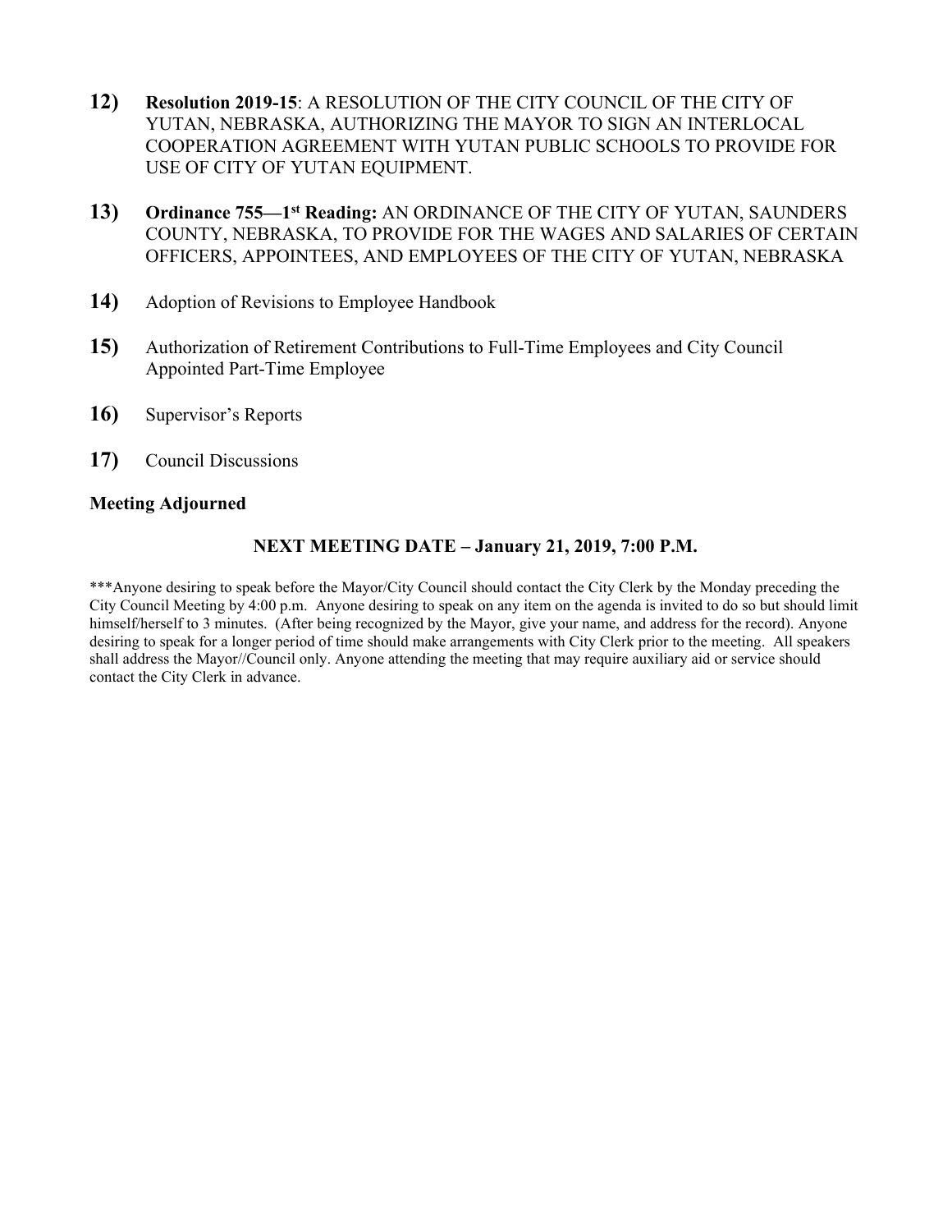12) **Resolution 2019-15**: A RESOLUTION OF THE CITY COUNCIL OF THE CITY OF YUTAN, NEBRASKA, AUTHORIZING THE MAYOR TO SIGN AN INTERLOCAL COOPERATION AGREEMENT WITH YUTAN PUBLIC SCHOOLS TO PROVIDE FOR USE OF CITY OF YUTAN EQUIPMENT.

13) **Ordinance 755—1st Reading:** AN ORDINANCE OF THE CITY OF YUTAN, SAUNDERS COUNTY, NEBRASKA, TO PROVIDE FOR THE WAGES AND SALARIES OF CERTAIN OFFICERS, APPOINTEES, AND EMPLOYEES OF THE CITY OF YUTAN, NEBRASKA

14) Adoption of Revisions to Employee Handbook

15) Authorization of Retirement Contributions to Full-Time Employees and City Council Appointed Part-Time Employee

16) Supervisor's Reports

17) Council Discussions

**Meeting Adjourned**

**NEXT MEETING DATE – January 21, 2019, 7:00 P.M.**

***Anyone desiring to speak before the Mayor/City Council should contact the City Clerk by the Monday preceding the City Council Meeting by 4:00 p.m. Anyone desiring to speak on any item on the agenda is invited to do so but should limit himself/herself to 3 minutes. (After being recognized by the Mayor, give your name, and address for the record). Anyone desiring to speak for a longer period of time should make arrangements with City Clerk prior to the meeting. All speakers shall address the Mayor//Council only. Anyone attending the meeting that may require auxiliary aid or service should contact the City Clerk in advance.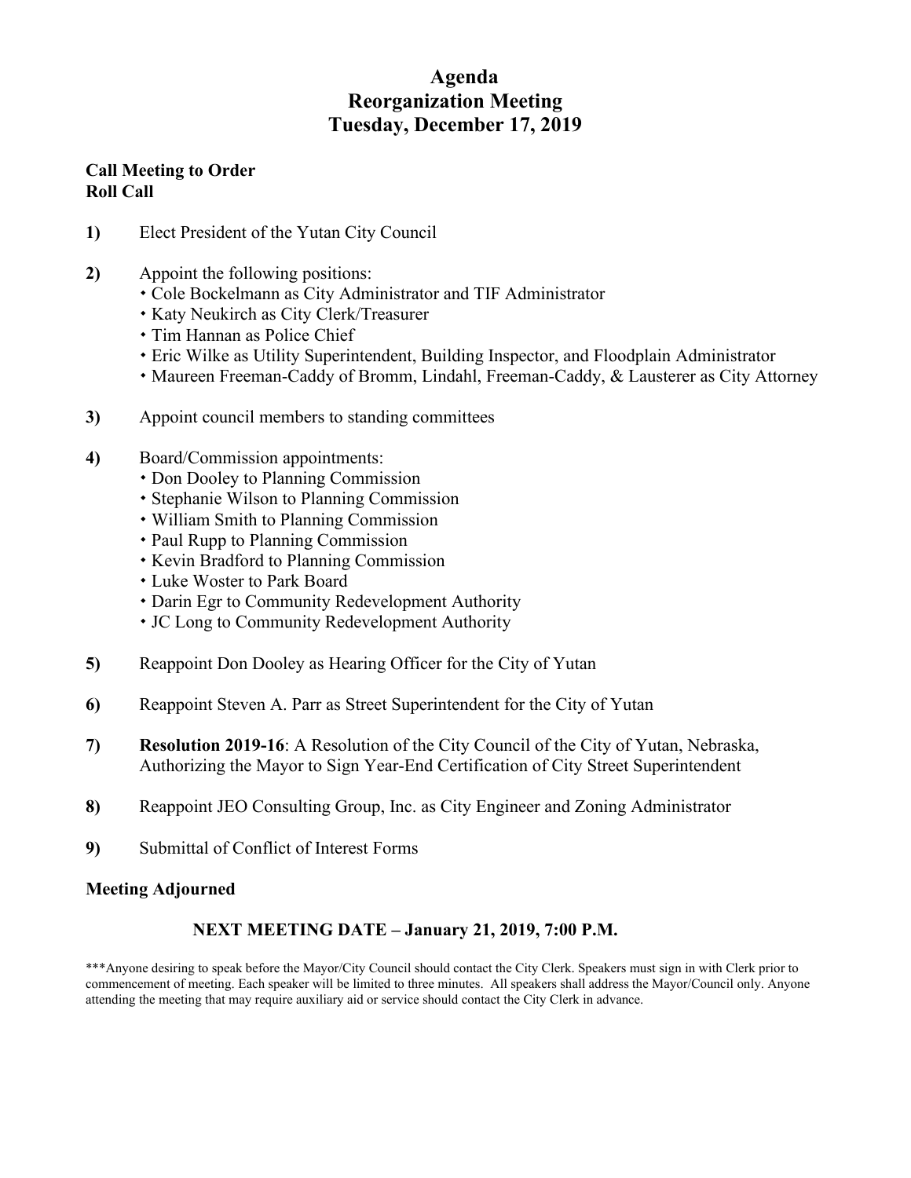# Agenda
# Reorganization Meeting
# Tuesday, December 17, 2019

**Call Meeting to Order**
**Roll Call**

**1)** Elect President of the Yutan City Council

**2)** Appoint the following positions:
- Cole Bockelmann as City Administrator and TIF Administrator
- Katy Neukirch as City Clerk/Treasurer
- Tim Hannan as Police Chief
- Eric Wilke as Utility Superintendent, Building Inspector, and Floodplain Administrator
- Maureen Freeman-Caddy of Bromm, Lindahl, Freeman-Caddy, & Lausterer as City Attorney

**3)** Appoint council members to standing committees

**4)** Board/Commission appointments:
- Don Dooley to Planning Commission
- Stephanie Wilson to Planning Commission
- William Smith to Planning Commission
- Paul Rupp to Planning Commission
- Kevin Bradford to Planning Commission
- Luke Woster to Park Board
- Darin Egr to Community Redevelopment Authority
- JC Long to Community Redevelopment Authority

**5)** Reappoint Don Dooley as Hearing Officer for the City of Yutan

**6)** Reappoint Steven A. Parr as Street Superintendent for the City of Yutan

**7)** **Resolution 2019-16**: A Resolution of the City Council of the City of Yutan, Nebraska, Authorizing the Mayor to Sign Year-End Certification of City Street Superintendent

**8)** Reappoint JEO Consulting Group, Inc. as City Engineer and Zoning Administrator

**9)** Submittal of Conflict of Interest Forms

**Meeting Adjourned**

**NEXT MEETING DATE – January 21, 2019, 7:00 P.M.**

***Anyone desiring to speak before the Mayor/City Council should contact the City Clerk. Speakers must sign in with Clerk prior to commencement of meeting. Each speaker will be limited to three minutes. All speakers shall address the Mayor/Council only. Anyone attending the meeting that may require auxiliary aid or service should contact the City Clerk in advance.